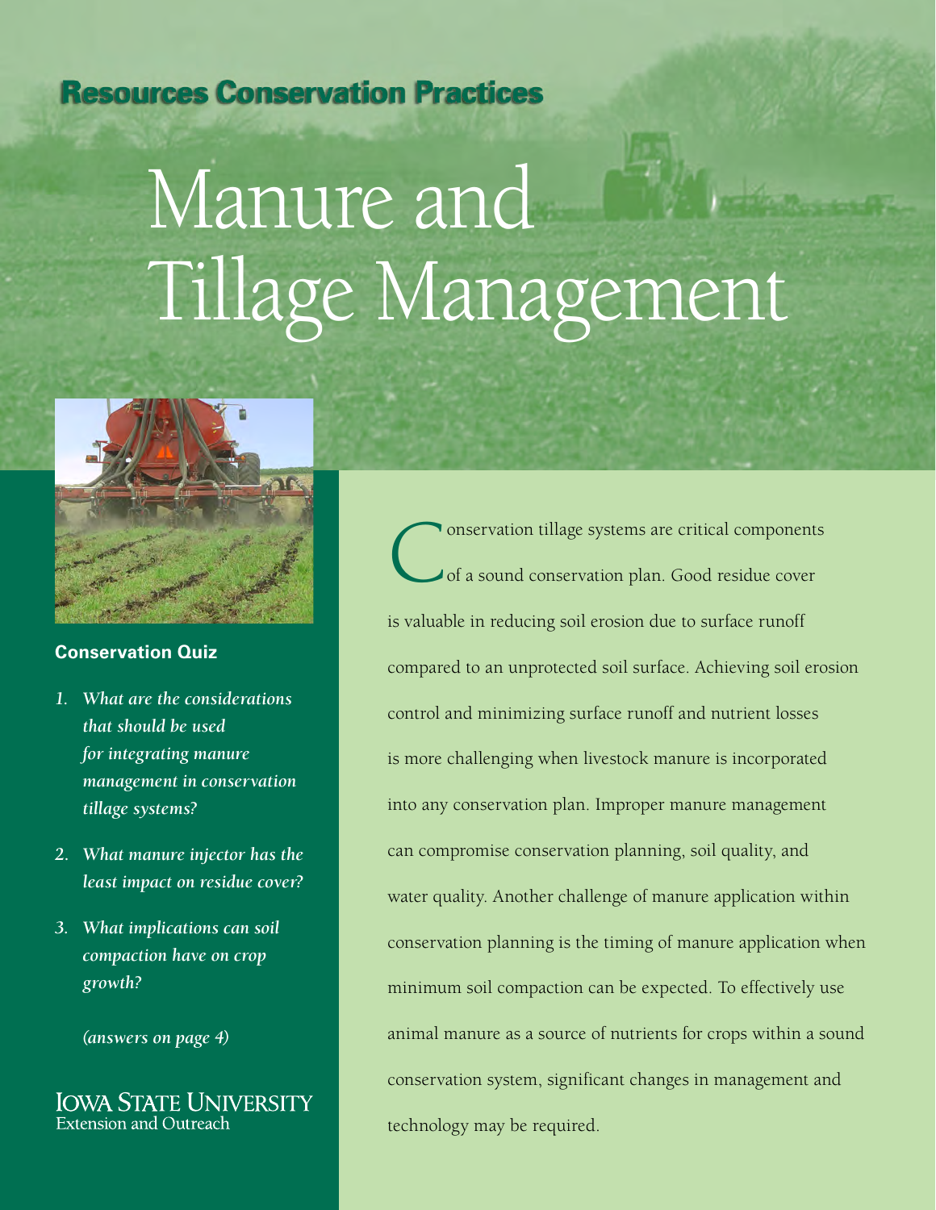Resources Conservation Practices

# Manure and Tillage Management

**Conservation Quiz**

1. *What are the considerations that should be used for integrating manure management in conservation tillage systems?*
2. *What manure injector has the least impact on residue cover?*
3. *What implications can soil compaction have on crop growth?*

*(answers on page 4)*

IOWA STATE UNIVERSITY
Extension and Outreach

Conservation tillage systems are critical components of a sound conservation plan. Good residue cover is valuable in reducing soil erosion due to surface runoff compared to an unprotected soil surface. Achieving soil erosion control and minimizing surface runoff and nutrient losses is more challenging when livestock manure is incorporated into any conservation plan. Improper manure management can compromise conservation planning, soil quality, and water quality. Another challenge of manure application within conservation planning is the timing of manure application when minimum soil compaction can be expected. To effectively use animal manure as a source of nutrients for crops within a sound conservation system, significant changes in management and technology may be required.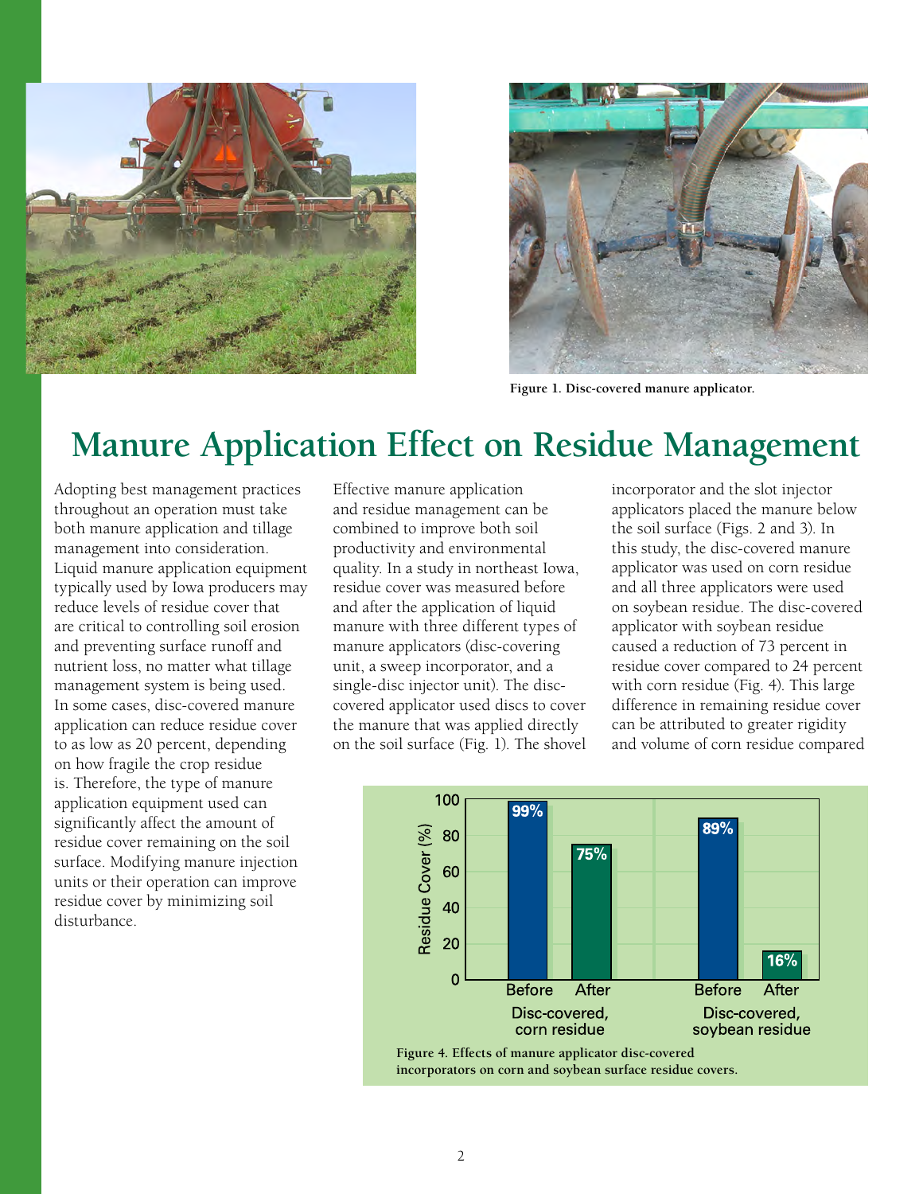Figure 1. Disc-covered manure applicator.

# Manure Application Effect on Residue Management

Adopting best management practices throughout an operation must take both manure application and tillage management into consideration. Liquid manure application equipment typically used by Iowa producers may reduce levels of residue cover that are critical to controlling soil erosion and preventing surface runoff and nutrient loss, no matter what tillage management system is being used. In some cases, disc-covered manure application can reduce residue cover to as low as 20 percent, depending on how fragile the crop residue is. Therefore, the type of manure application equipment used can significantly affect the amount of residue cover remaining on the soil surface. Modifying manure injection units or their operation can improve residue cover by minimizing soil disturbance.

Effective manure application and residue management can be combined to improve both soil productivity and environmental quality. In a study in northeast Iowa, residue cover was measured before and after the application of liquid manure with three different types of manure applicators (disc-covering unit, a sweep incorporator, and a single-disc injector unit). The disc-covered applicator used discs to cover the manure that was applied directly on the soil surface (Fig. 1). The shovel incorporator and the slot injector applicators placed the manure below the soil surface (Figs. 2 and 3). In this study, the disc-covered manure applicator was used on corn residue and all three applicators were used on soybean residue. The disc-covered applicator with soybean residue caused a reduction of 73 percent in residue cover compared to 24 percent with corn residue (Fig. 4). This large difference in remaining residue cover can be attributed to greater rigidity and volume of corn residue compared

| Residue Cover (%) | Before | After |
|---|---|---|
| Disc-covered, corn residue | 99% | 75% |
| Disc-covered, soybean residue | 89% | 16% |

Figure 4. Effects of manure applicator disc-covered incorporators on corn and soybean surface residue covers.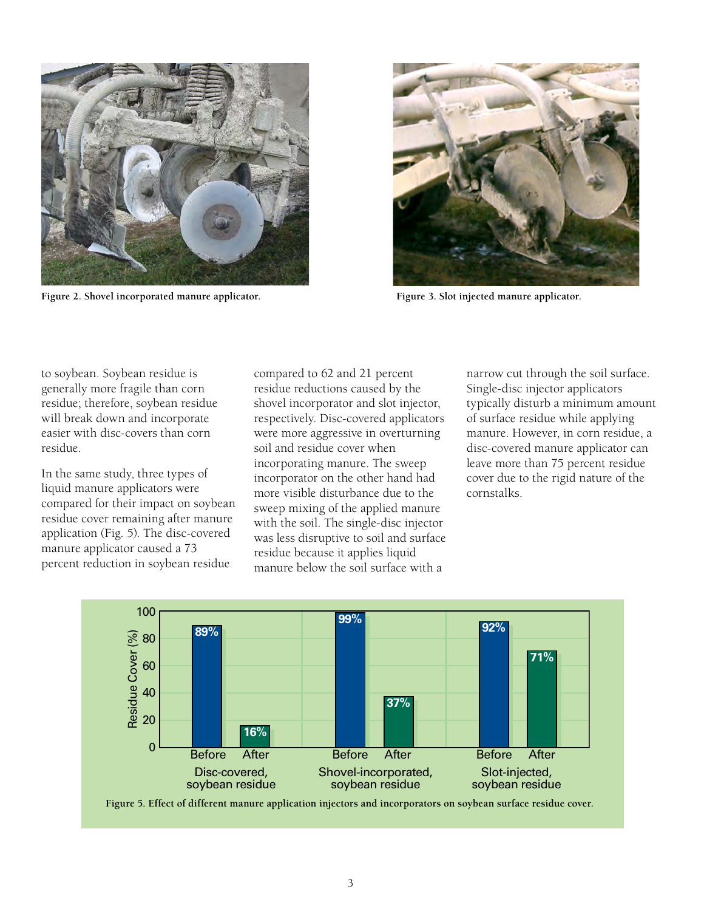Figure 2. Shovel incorporated manure applicator.

Figure 3. Slot injected manure applicator.

to soybean. Soybean residue is generally more fragile than corn residue; therefore, soybean residue will break down and incorporate easier with disc-covers than corn residue.

In the same study, three types of liquid manure applicators were compared for their impact on soybean residue cover remaining after manure application (Fig. 5). The disc-covered manure applicator caused a 73 percent reduction in soybean residue compared to 62 and 21 percent residue reductions caused by the shovel incorporator and slot injector, respectively. Disc-covered applicators were more aggressive in overturning soil and residue cover when incorporating manure. The sweep incorporator on the other hand had more visible disturbance due to the sweep mixing of the applied manure with the soil. The single-disc injector was less disruptive to soil and surface residue because it applies liquid manure below the soil surface with a narrow cut through the soil surface. Single-disc injector applicators typically disturb a minimum amount of surface residue while applying manure. However, in corn residue, a disc-covered manure applicator can leave more than 75 percent residue cover due to the rigid nature of the cornstalks.

| Applicator | Before (%) | After (%) |
|---|---|---|
| Disc-covered, soybean residue | 89 | 16 |
| Shovel-incorporated, soybean residue | 99 | 37 |
| Slot-injected, soybean residue | 92 | 71 |

Figure 5. Effect of different manure application injectors and incorporators on soybean surface residue cover.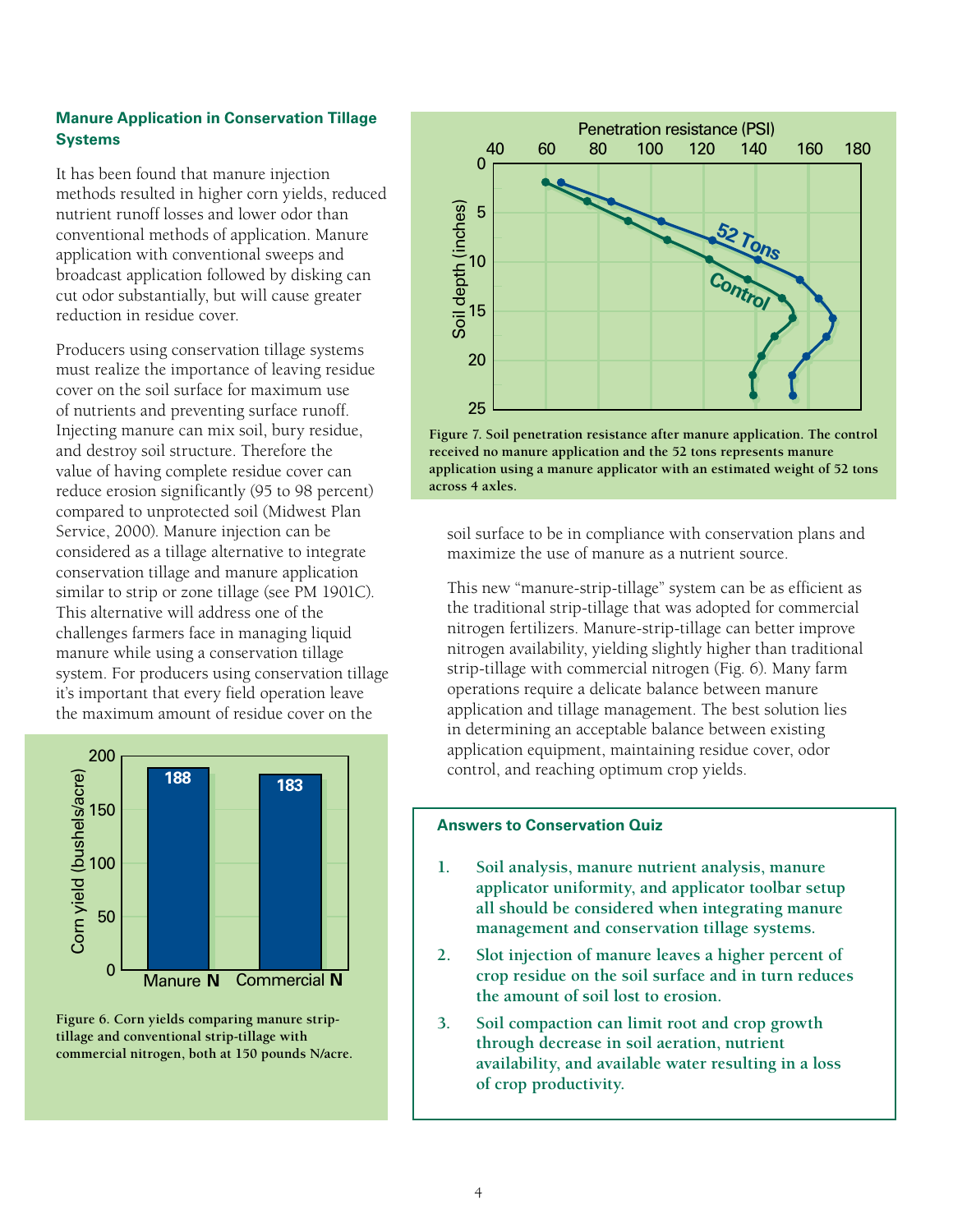## Manure Application in Conservation Tillage Systems

It has been found that manure injection methods resulted in higher corn yields, reduced nutrient runoff losses and lower odor than conventional methods of application. Manure application with conventional sweeps and broadcast application followed by disking can cut odor substantially, but will cause greater reduction in residue cover.

Producers using conservation tillage systems must realize the importance of leaving residue cover on the soil surface for maximum use of nutrients and preventing surface runoff. Injecting manure can mix soil, bury residue, and destroy soil structure. Therefore the value of having complete residue cover can reduce erosion significantly (95 to 98 percent) compared to unprotected soil (Midwest Plan Service, 2000). Manure injection can be considered as a tillage alternative to integrate conservation tillage and manure application similar to strip or zone tillage (see PM 1901C). This alternative will address one of the challenges farmers face in managing liquid manure while using a conservation tillage system. For producers using conservation tillage it's important that every field operation leave the maximum amount of residue cover on the soil surface to be in compliance with conservation plans and maximize the use of manure as a nutrient source.

This new "manure-strip-tillage" system can be as efficient as the traditional strip-tillage that was adopted for commercial nitrogen fertilizers. Manure-strip-tillage can better improve nitrogen availability, yielding slightly higher than traditional strip-tillage with commercial nitrogen (Fig. 6). Many farm operations require a delicate balance between manure application and tillage management. The best solution lies in determining an acceptable balance between existing application equipment, maintaining residue cover, odor control, and reaching optimum crop yields.

**Figure 6. Corn yields comparing manure strip-tillage and conventional strip-tillage with commercial nitrogen, both at 150 pounds N/acre.**

**Figure 7. Soil penetration resistance after manure application. The control received no manure application and the 52 tons represents manure application using a manure applicator with an estimated weight of 52 tons across 4 axles.**

### Answers to Conservation Quiz

1. **Soil analysis, manure nutrient analysis, manure applicator uniformity, and applicator toolbar setup all should be considered when integrating manure management and conservation tillage systems.**
2. **Slot injection of manure leaves a higher percent of crop residue on the soil surface and in turn reduces the amount of soil lost to erosion.**
3. **Soil compaction can limit root and crop growth through decrease in soil aeration, nutrient availability, and available water resulting in a loss of crop productivity.**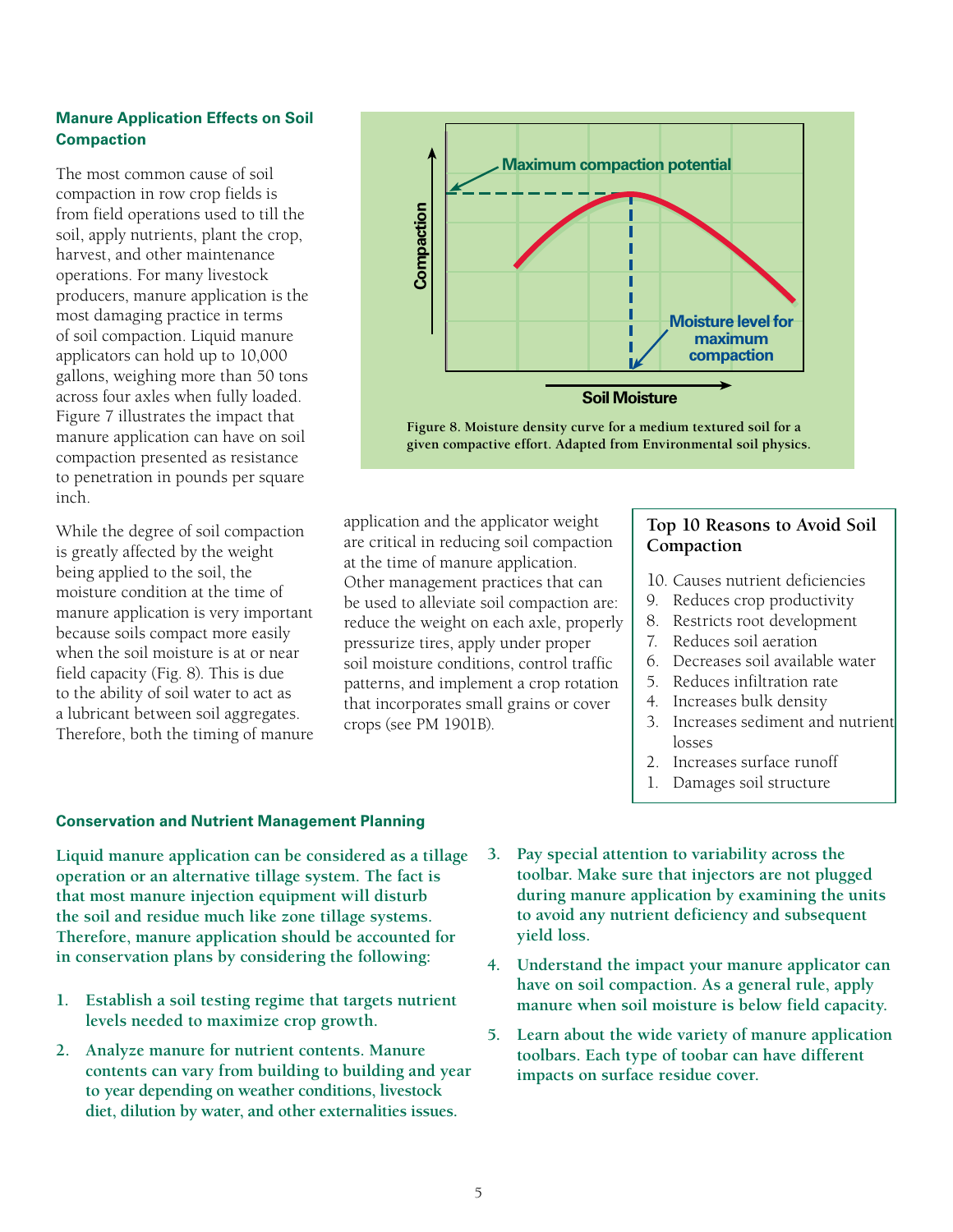### Manure Application Effects on Soil Compaction

The most common cause of soil compaction in row crop fields is from field operations used to till the soil, apply nutrients, plant the crop, harvest, and other maintenance operations. For many livestock producers, manure application is the most damaging practice in terms of soil compaction. Liquid manure applicators can hold up to 10,000 gallons, weighing more than 50 tons across four axles when fully loaded. Figure 7 illustrates the impact that manure application can have on soil compaction presented as resistance to penetration in pounds per square inch.

While the degree of soil compaction is greatly affected by the weight being applied to the soil, the moisture condition at the time of manure application is very important because soils compact more easily when the soil moisture is at or near field capacity (Fig. 8). This is due to the ability of soil water to act as a lubricant between soil aggregates. Therefore, both the timing of manure application and the applicator weight are critical in reducing soil compaction at the time of manure application. Other management practices that can be used to alleviate soil compaction are: reduce the weight on each axle, properly pressurize tires, apply under proper soil moisture conditions, control traffic patterns, and implement a crop rotation that incorporates small grains or cover crops (see PM 1901B).

**Figure 8. Moisture density curve for a medium textured soil for a given compactive effort. Adapted from Environmental soil physics.**

### Top 10 Reasons to Avoid Soil Compaction

10. Causes nutrient deficiencies
9. Reduces crop productivity
8. Restricts root development
7. Reduces soil aeration
6. Decreases soil available water
5. Reduces infiltration rate
4. Increases bulk density
3. Increases sediment and nutrient losses
2. Increases surface runoff
1. Damages soil structure

### Conservation and Nutrient Management Planning

**Liquid manure application can be considered as a tillage operation or an alternative tillage system. The fact is that most manure injection equipment will disturb the soil and residue much like zone tillage systems. Therefore, manure application should be accounted for in conservation plans by considering the following:**

1. **Establish a soil testing regime that targets nutrient levels needed to maximize crop growth.**
2. **Analyze manure for nutrient contents. Manure contents can vary from building to building and year to year depending on weather conditions, livestock diet, dilution by water, and other externalities issues.**
3. **Pay special attention to variability across the toolbar. Make sure that injectors are not plugged during manure application by examining the units to avoid any nutrient deficiency and subsequent yield loss.**
4. **Understand the impact your manure applicator can have on soil compaction. As a general rule, apply manure when soil moisture is below field capacity.**
5. **Learn about the wide variety of manure application toolbars. Each type of toobar can have different impacts on surface residue cover.**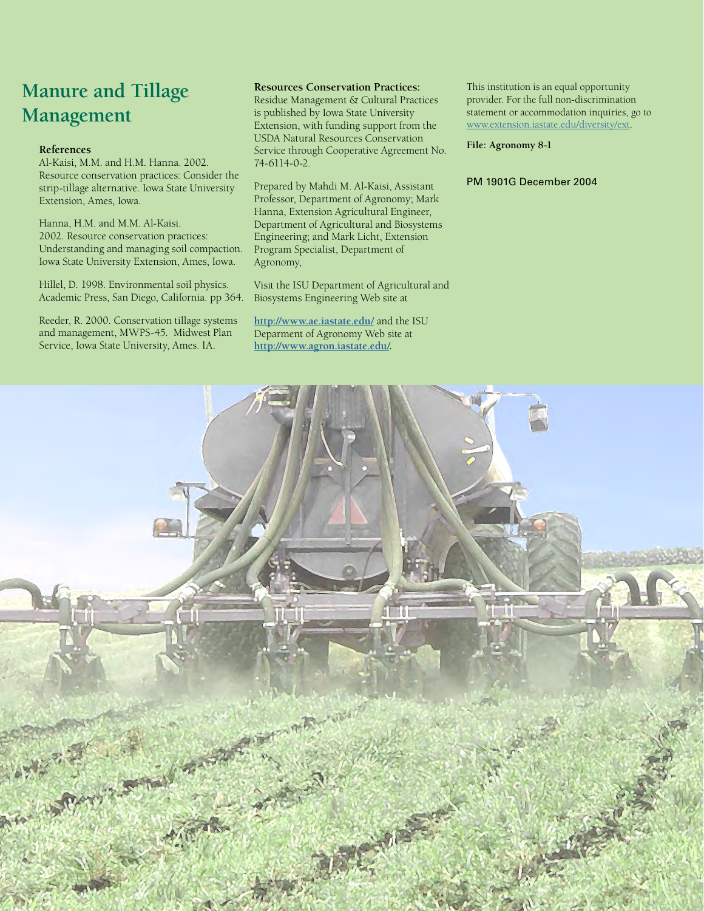# Manure and Tillage Management

### References

Al-Kaisi, M.M. and H.M. Hanna. 2002. Resource conservation practices: Consider the strip-tillage alternative. Iowa State University Extension, Ames, Iowa.

Hanna, H.M. and M.M. Al-Kaisi. 2002. Resource conservation practices: Understanding and managing soil compaction. Iowa State University Extension, Ames, Iowa.

Hillel, D. 1998. Environmental soil physics. Academic Press, San Diego, California. pp 364.

Reeder, R. 2000. Conservation tillage systems and management, MWPS-45. Midwest Plan Service, Iowa State University, Ames. IA.

**Resources Conservation Practices:** Residue Management & Cultural Practices is published by Iowa State University Extension, with funding support from the USDA Natural Resources Conservation Service through Cooperative Agreement No. 74-6114-0-2.

Prepared by Mahdi M. Al-Kaisi, Assistant Professor, Department of Agronomy; Mark Hanna, Extension Agricultural Engineer, Department of Agricultural and Biosystems Engineering; and Mark Licht, Extension Program Specialist, Department of Agronomy,

Visit the ISU Department of Agricultural and Biosystems Engineering Web site at

**http://www.ae.iastate.edu/** and the ISU Deparment of Agronomy Web site at **http://www.agron.iastate.edu/.**

This institution is an equal opportunity provider. For the full non-discrimination statement or accommodation inquiries, go to www.extension.iastate.edu/diversity/ext.

**File: Agronomy 8-1**

PM 1901G December 2004